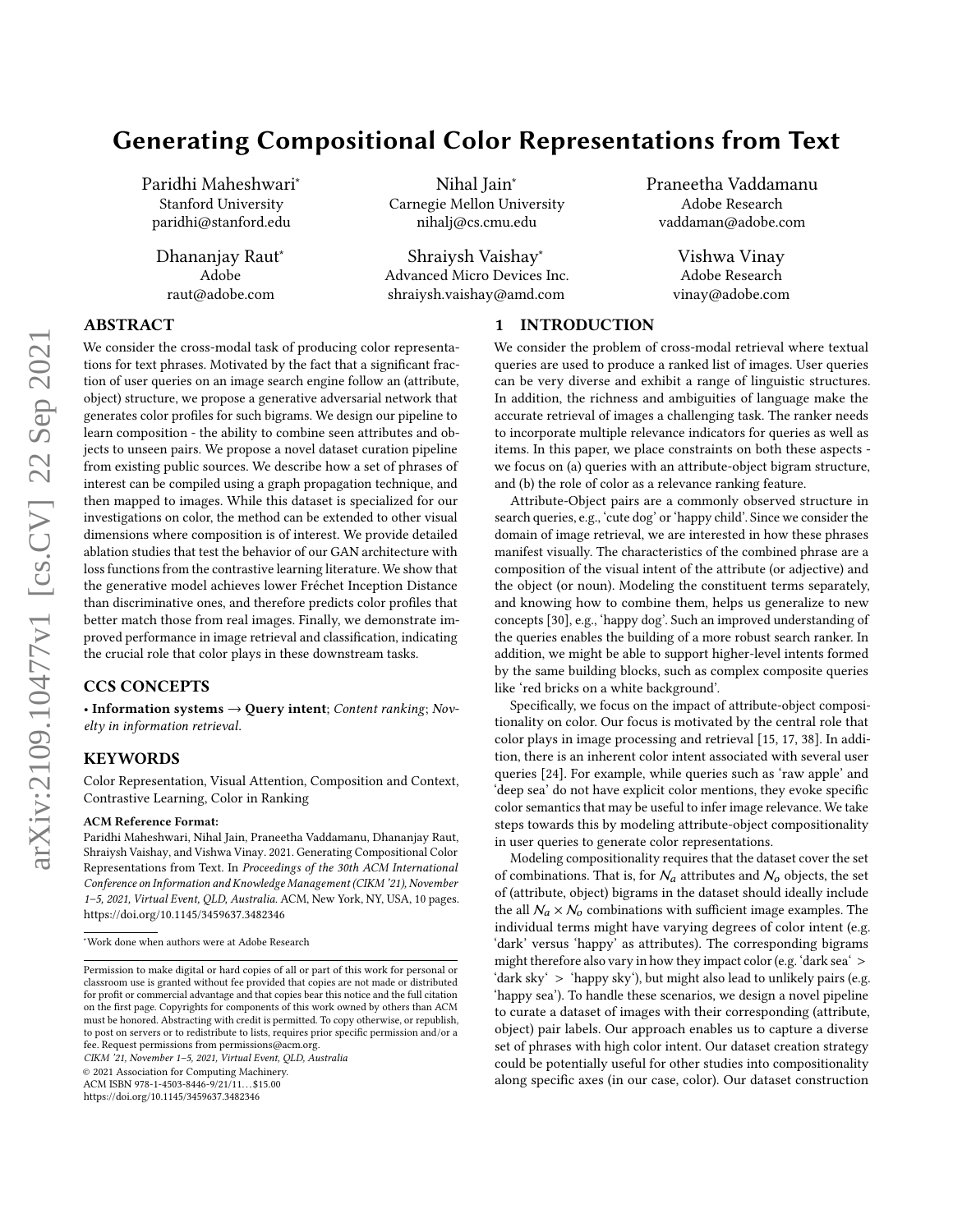# Generating Compositional Color Representations from Text

Paridhi Maheshwari*
Stanford University
paridhi@stanford.edu

Nihal Jain*
Carnegie Mellon University
nihalj@cs.cmu.edu

Praneetha Vaddamanu
Adobe Research
vaddaman@adobe.com

Dhananjay Raut*
Adobe
raut@adobe.com

Shraiysh Vaishay*
Advanced Micro Devices Inc.
shraiysh.vaishay@amd.com

Vishwa Vinay
Adobe Research
vinay@adobe.com

## ABSTRACT

We consider the cross-modal task of producing color representations for text phrases. Motivated by the fact that a significant fraction of user queries on an image search engine follow an (attribute, object) structure, we propose a generative adversarial network that generates color profiles for such bigrams. We design our pipeline to learn composition - the ability to combine seen attributes and objects to unseen pairs. We propose a novel dataset curation pipeline from existing public sources. We describe how a set of phrases of interest can be compiled using a graph propagation technique, and then mapped to images. While this dataset is specialized for our investigations on color, the method can be extended to other visual dimensions where composition is of interest. We provide detailed ablation studies that test the behavior of our GAN architecture with loss functions from the contrastive learning literature. We show that the generative model achieves lower Fréchet Inception Distance than discriminative ones, and therefore predicts color profiles that better match those from real images. Finally, we demonstrate improved performance in image retrieval and classification, indicating the crucial role that color plays in these downstream tasks.

## CCS CONCEPTS

• **Information systems → Query intent**; *Content ranking*; *Novelty in information retrieval.*

## KEYWORDS

Color Representation, Visual Attention, Composition and Context, Contrastive Learning, Color in Ranking

**ACM Reference Format:**

Paridhi Maheshwari, Nihal Jain, Praneetha Vaddamanu, Dhananjay Raut, Shraiysh Vaishay, and Vishwa Vinay. 2021. Generating Compositional Color Representations from Text. In *Proceedings of the 30th ACM International Conference on Information and Knowledge Management (CIKM '21), November 1–5, 2021, Virtual Event, QLD, Australia.* ACM, New York, NY, USA, 10 pages. https://doi.org/10.1145/3459637.3482346

*Work done when authors were at Adobe Research

Permission to make digital or hard copies of all or part of this work for personal or classroom use is granted without fee provided that copies are not made or distributed for profit or commercial advantage and that copies bear this notice and the full citation on the first page. Copyrights for components of this work owned by others than ACM must be honored. Abstracting with credit is permitted. To copy otherwise, or republish, to post on servers or to redistribute to lists, requires prior specific permission and/or a fee. Request permissions from permissions@acm.org.

*CIKM '21, November 1–5, 2021, Virtual Event, QLD, Australia*
© 2021 Association for Computing Machinery.
ACM ISBN 978-1-4503-8446-9/21/11…$15.00
https://doi.org/10.1145/3459637.3482346

## 1 INTRODUCTION

We consider the problem of cross-modal retrieval where textual queries are used to produce a ranked list of images. User queries can be very diverse and exhibit a range of linguistic structures. In addition, the richness and ambiguities of language make the accurate retrieval of images a challenging task. The ranker needs to incorporate multiple relevance indicators for queries as well as items. In this paper, we place constraints on both these aspects - we focus on (a) queries with an attribute-object bigram structure, and (b) the role of color as a relevance ranking feature.

Attribute-Object pairs are a commonly observed structure in search queries, e.g., 'cute dog' or 'happy child'. Since we consider the domain of image retrieval, we are interested in how these phrases manifest visually. The characteristics of the combined phrase are a composition of the visual intent of the attribute (or adjective) and the object (or noun). Modeling the constituent terms separately, and knowing how to combine them, helps us generalize to new concepts [30], e.g., 'happy dog'. Such an improved understanding of the queries enables the building of a more robust search ranker. In addition, we might be able to support higher-level intents formed by the same building blocks, such as complex composite queries like 'red bricks on a white background'.

Specifically, we focus on the impact of attribute-object compositionality on color. Our focus is motivated by the central role that color plays in image processing and retrieval [15, 17, 38]. In addition, there is an inherent color intent associated with several user queries [24]. For example, while queries such as 'raw apple' and 'deep sea' do not have explicit color mentions, they evoke specific color semantics that may be useful to infer image relevance. We take steps towards this by modeling attribute-object compositionality in user queries to generate color representations.

Modeling compositionality requires that the dataset cover the set of combinations. That is, for $\mathcal{N}_a$ attributes and $\mathcal{N}_o$ objects, the set of (attribute, object) bigrams in the dataset should ideally include the all $\mathcal{N}_a \times \mathcal{N}_o$ combinations with sufficient image examples. The individual terms might have varying degrees of color intent (e.g. 'dark' versus 'happy' as attributes). The corresponding bigrams might therefore also vary in how they impact color (e.g. 'dark sea' > 'dark sky' > 'happy sky'), but might also lead to unlikely pairs (e.g. 'happy sea'). To handle these scenarios, we design a novel pipeline to curate a dataset of images with their corresponding (attribute, object) pair labels. Our approach enables us to capture a diverse set of phrases with high color intent. Our dataset creation strategy could be potentially useful for other studies into compositionality along specific axes (in our case, color). Our dataset construction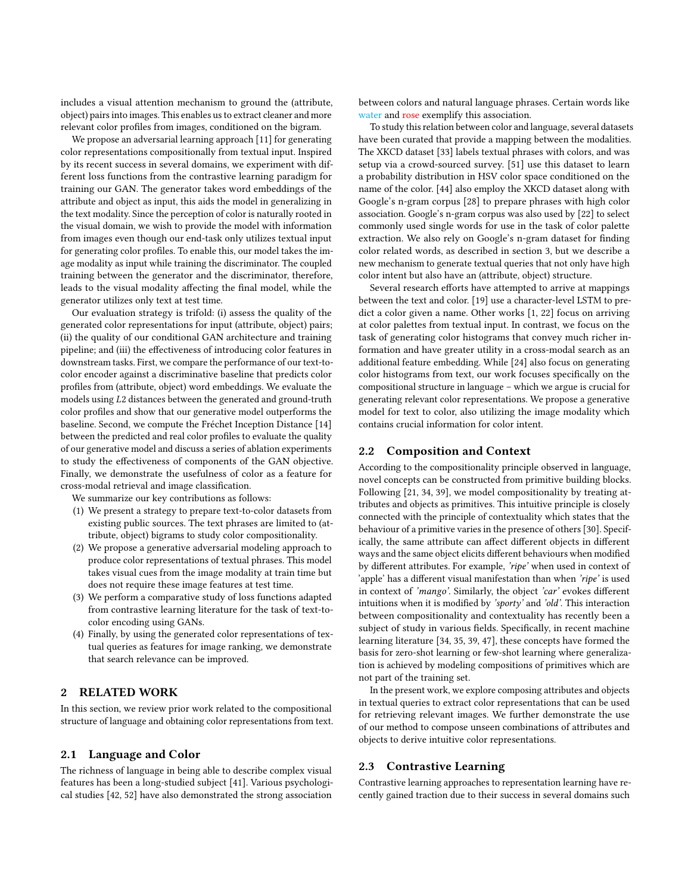includes a visual attention mechanism to ground the (attribute, object) pairs into images. This enables us to extract cleaner and more relevant color profiles from images, conditioned on the bigram.

We propose an adversarial learning approach [11] for generating color representations compositionally from textual input. Inspired by its recent success in several domains, we experiment with different loss functions from the contrastive learning paradigm for training our GAN. The generator takes word embeddings of the attribute and object as input, this aids the model in generalizing in the text modality. Since the perception of color is naturally rooted in the visual domain, we wish to provide the model with information from images even though our end-task only utilizes textual input for generating color profiles. To enable this, our model takes the image modality as input while training the discriminator. The coupled training between the generator and the discriminator, therefore, leads to the visual modality affecting the final model, while the generator utilizes only text at test time.

Our evaluation strategy is trifold: (i) assess the quality of the generated color representations for input (attribute, object) pairs; (ii) the quality of our conditional GAN architecture and training pipeline; and (iii) the effectiveness of introducing color features in downstream tasks. First, we compare the performance of our text-to-color encoder against a discriminative baseline that predicts color profiles from (attribute, object) word embeddings. We evaluate the models using $L2$ distances between the generated and ground-truth color profiles and show that our generative model outperforms the baseline. Second, we compute the Fréchet Inception Distance [14] between the predicted and real color profiles to evaluate the quality of our generative model and discuss a series of ablation experiments to study the effectiveness of components of the GAN objective. Finally, we demonstrate the usefulness of color as a feature for cross-modal retrieval and image classification.

We summarize our key contributions as follows:

1. We present a strategy to prepare text-to-color datasets from existing public sources. The text phrases are limited to (attribute, object) bigrams to study color compositionality.
2. We propose a generative adversarial modeling approach to produce color representations of textual phrases. This model takes visual cues from the image modality at train time but does not require these image features at test time.
3. We perform a comparative study of loss functions adapted from contrastive learning literature for the task of text-to-color encoding using GANs.
4. Finally, by using the generated color representations of textual queries as features for image ranking, we demonstrate that search relevance can be improved.

## 2 RELATED WORK

In this section, we review prior work related to the compositional structure of language and obtaining color representations from text.

### 2.1 Language and Color

The richness of language in being able to describe complex visual features has been a long-studied subject [41]. Various psychological studies [42, 52] have also demonstrated the strong association between colors and natural language phrases. Certain words like water and rose exemplify this association.

To study this relation between color and language, several datasets have been curated that provide a mapping between the modalities. The XKCD dataset [33] labels textual phrases with colors, and was setup via a crowd-sourced survey. [51] use this dataset to learn a probability distribution in HSV color space conditioned on the name of the color. [44] also employ the XKCD dataset along with Google's n-gram corpus [28] to prepare phrases with high color association. Google's n-gram corpus was also used by [22] to select commonly used single words for use in the task of color palette extraction. We also rely on Google's n-gram dataset for finding color related words, as described in section 3, but we describe a new mechanism to generate textual queries that not only have high color intent but also have an (attribute, object) structure.

Several research efforts have attempted to arrive at mappings between the text and color. [19] use a character-level LSTM to predict a color given a name. Other works [1, 22] focus on arriving at color palettes from textual input. In contrast, we focus on the task of generating color histograms that convey much richer information and have greater utility in a cross-modal search as an additional feature embedding. While [24] also focus on generating color histograms from text, our work focuses specifically on the compositional structure in language – which we argue is crucial for generating relevant color representations. We propose a generative model for text to color, also utilizing the image modality which contains crucial information for color intent.

### 2.2 Composition and Context

According to the compositionality principle observed in language, novel concepts can be constructed from primitive building blocks. Following [21, 34, 39], we model compositionality by treating attributes and objects as primitives. This intuitive principle is closely connected with the principle of contextuality which states that the behaviour of a primitive varies in the presence of others [30]. Specifically, the same attribute can affect different objects in different ways and the same object elicits different behaviours when modified by different attributes. For example, *'ripe'* when used in context of 'apple' has a different visual manifestation than when *'ripe'* is used in context of *'mango'*. Similarly, the object *'car'* evokes different intuitions when it is modified by *'sporty'* and *'old'*. This interaction between compositionality and contextuality has recently been a subject of study in various fields. Specifically, in recent machine learning literature [34, 35, 39, 47], these concepts have formed the basis for zero-shot learning or few-shot learning where generalization is achieved by modeling compositions of primitives which are not part of the training set.

In the present work, we explore composing attributes and objects in textual queries to extract color representations that can be used for retrieving relevant images. We further demonstrate the use of our method to compose unseen combinations of attributes and objects to derive intuitive color representations.

### 2.3 Contrastive Learning

Contrastive learning approaches to representation learning have recently gained traction due to their success in several domains such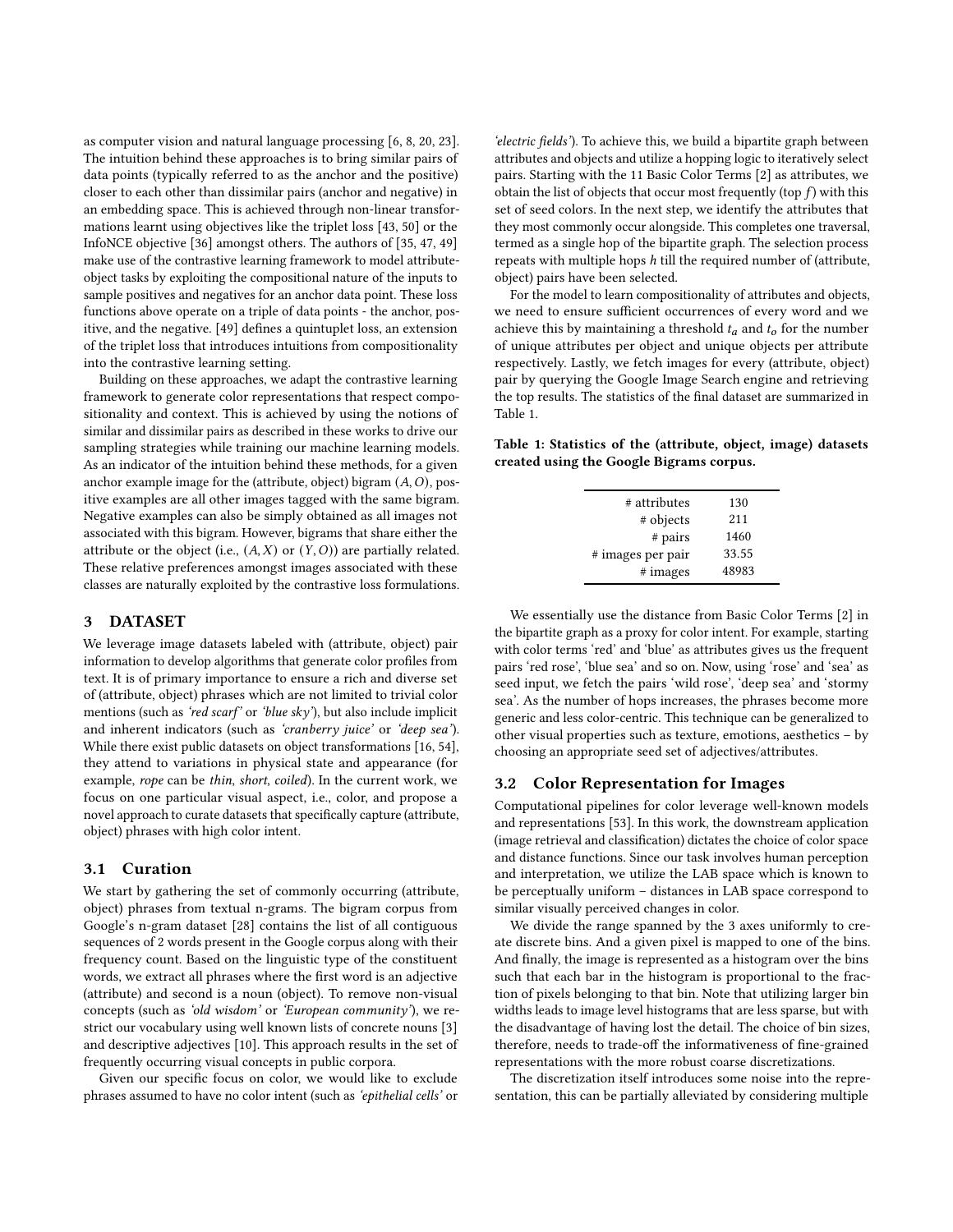as computer vision and natural language processing [6, 8, 20, 23]. The intuition behind these approaches is to bring similar pairs of data points (typically referred to as the anchor and the positive) closer to each other than dissimilar pairs (anchor and negative) in an embedding space. This is achieved through non-linear transformations learnt using objectives like the triplet loss [43, 50] or the InfoNCE objective [36] amongst others. The authors of [35, 47, 49] make use of the contrastive learning framework to model attribute-object tasks by exploiting the compositional nature of the inputs to sample positives and negatives for an anchor data point. These loss functions above operate on a triple of data points - the anchor, positive, and the negative. [49] defines a quintuplet loss, an extension of the triplet loss that introduces intuitions from compositionality into the contrastive learning setting.

Building on these approaches, we adapt the contrastive learning framework to generate color representations that respect compositionality and context. This is achieved by using the notions of similar and dissimilar pairs as described in these works to drive our sampling strategies while training our machine learning models. As an indicator of the intuition behind these methods, for a given anchor example image for the (attribute, object) bigram $(A, O)$, positive examples are all other images tagged with the same bigram. Negative examples can also be simply obtained as all images not associated with this bigram. However, bigrams that share either the attribute or the object (i.e., $(A, X)$ or $(Y, O)$) are partially related. These relative preferences amongst images associated with these classes are naturally exploited by the contrastive loss formulations.

## 3 DATASET

We leverage image datasets labeled with (attribute, object) pair information to develop algorithms that generate color profiles from text. It is of primary importance to ensure a rich and diverse set of (attribute, object) phrases which are not limited to trivial color mentions (such as *'red scarf'* or *'blue sky'*), but also include implicit and inherent indicators (such as *'cranberry juice'* or *'deep sea'*). While there exist public datasets on object transformations [16, 54], they attend to variations in physical state and appearance (for example, *rope* can be *thin*, *short*, *coiled*). In the current work, we focus on one particular visual aspect, i.e., color, and propose a novel approach to curate datasets that specifically capture (attribute, object) phrases with high color intent.

### 3.1 Curation

We start by gathering the set of commonly occurring (attribute, object) phrases from textual n-grams. The bigram corpus from Google's n-gram dataset [28] contains the list of all contiguous sequences of 2 words present in the Google corpus along with their frequency count. Based on the linguistic type of the constituent words, we extract all phrases where the first word is an adjective (attribute) and second is a noun (object). To remove non-visual concepts (such as *'old wisdom'* or *'European community'*), we restrict our vocabulary using well known lists of concrete nouns [3] and descriptive adjectives [10]. This approach results in the set of frequently occurring visual concepts in public corpora.

Given our specific focus on color, we would like to exclude phrases assumed to have no color intent (such as *'epithelial cells'* or *'electric fields'*). To achieve this, we build a bipartite graph between attributes and objects and utilize a hopping logic to iteratively select pairs. Starting with the 11 Basic Color Terms [2] as attributes, we obtain the list of objects that occur most frequently (top $f$) with this set of seed colors. In the next step, we identify the attributes that they most commonly occur alongside. This completes one traversal, termed as a single hop of the bipartite graph. The selection process repeats with multiple hops $h$ till the required number of (attribute, object) pairs have been selected.

For the model to learn compositionality of attributes and objects, we need to ensure sufficient occurrences of every word and we achieve this by maintaining a threshold $t_a$ and $t_o$ for the number of unique attributes per object and unique objects per attribute respectively. Lastly, we fetch images for every (attribute, object) pair by querying the Google Image Search engine and retrieving the top results. The statistics of the final dataset are summarized in Table 1.

**Table 1: Statistics of the (attribute, object, image) datasets created using the Google Bigrams corpus.**

| | |
|---:|---|
| # attributes | 130 |
| # objects | 211 |
| # pairs | 1460 |
| # images per pair | 33.55 |
| # images | 48983 |

We essentially use the distance from Basic Color Terms [2] in the bipartite graph as a proxy for color intent. For example, starting with color terms 'red' and 'blue' as attributes gives us the frequent pairs 'red rose', 'blue sea' and so on. Now, using 'rose' and 'sea' as seed input, we fetch the pairs 'wild rose', 'deep sea' and 'stormy sea'. As the number of hops increases, the phrases become more generic and less color-centric. This technique can be generalized to other visual properties such as texture, emotions, aesthetics – by choosing an appropriate seed set of adjectives/attributes.

### 3.2 Color Representation for Images

Computational pipelines for color leverage well-known models and representations [53]. In this work, the downstream application (image retrieval and classification) dictates the choice of color space and distance functions. Since our task involves human perception and interpretation, we utilize the LAB space which is known to be perceptually uniform – distances in LAB space correspond to similar visually perceived changes in color.

We divide the range spanned by the 3 axes uniformly to create discrete bins. And a given pixel is mapped to one of the bins. And finally, the image is represented as a histogram over the bins such that each bar in the histogram is proportional to the fraction of pixels belonging to that bin. Note that utilizing larger bin widths leads to image level histograms that are less sparse, but with the disadvantage of having lost the detail. The choice of bin sizes, therefore, needs to trade-off the informativeness of fine-grained representations with the more robust coarse discretizations.

The discretization itself introduces some noise into the representation, this can be partially alleviated by considering multiple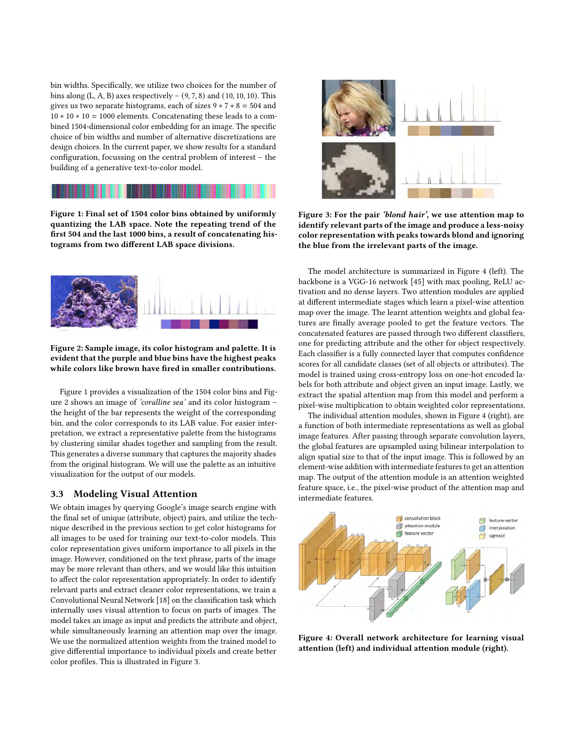bin widths. Specifically, we utilize two choices for the number of bins along (L, A, B) axes respectively – (9, 7, 8) and (10, 10, 10). This gives us two separate histograms, each of sizes $9 * 7 * 8 = 504$ and $10 * 10 * 10 = 1000$ elements. Concatenating these leads to a combined 1504-dimensional color embedding for an image. The specific choice of bin widths and number of alternative discretizations are design choices. In the current paper, we show results for a standard configuration, focussing on the central problem of interest – the building of a generative text-to-color model.

**Figure 1: Final set of 1504 color bins obtained by uniformly quantizing the LAB space. Note the repeating trend of the first 504 and the last 1000 bins, a result of concatenating histograms from two different LAB space divisions.**

**Figure 2: Sample image, its color histogram and palette. It is evident that the purple and blue bins have the highest peaks while colors like brown have fired in smaller contributions.**

Figure 1 provides a visualization of the 1504 color bins and Figure 2 shows an image of *'coralline sea'* and its color histogram – the height of the bar represents the weight of the corresponding bin, and the color corresponds to its LAB value. For easier interpretation, we extract a representative palette from the histograms by clustering similar shades together and sampling from the result. This generates a diverse summary that captures the majority shades from the original histogram. We will use the palette as an intuitive visualization for the output of our models.

### 3.3 Modeling Visual Attention

We obtain images by querying Google's image search engine with the final set of unique (attribute, object) pairs, and utilize the technique described in the previous section to get color histograms for all images to be used for training our text-to-color models. This color representation gives uniform importance to all pixels in the image. However, conditioned on the text phrase, parts of the image may be more relevant than others, and we would like this intuition to affect the color representation appropriately. In order to identify relevant parts and extract cleaner color representations, we train a Convolutional Neural Network [18] on the classification task which internally uses visual attention to focus on parts of images. The model takes an image as input and predicts the attribute and object, while simultaneously learning an attention map over the image. We use the normalized attention weights from the trained model to give differential importance to individual pixels and create better color profiles. This is illustrated in Figure 3.

**Figure 3: For the pair *'blond hair'*, we use attention map to identify relevant parts of the image and produce a less-noisy color representation with peaks towards blond and ignoring the blue from the irrelevant parts of the image.**

The model architecture is summarized in Figure 4 (left). The backbone is a VGG-16 network [45] with max pooling, ReLU activation and no dense layers. Two attention modules are applied at different intermediate stages which learn a pixel-wise attention map over the image. The learnt attention weights and global features are finally average pooled to get the feature vectors. The concatenated features are passed through two different classifiers, one for predicting attribute and the other for object respectively. Each classifier is a fully connected layer that computes confidence scores for all candidate classes (set of all objects or attributes). The model is trained using cross-entropy loss on one-hot encoded labels for both attribute and object given an input image. Lastly, we extract the spatial attention map from this model and perform a pixel-wise multiplication to obtain weighted color representations.

The individual attention modules, shown in Figure 4 (right), are a function of both intermediate representations as well as global image features. After passing through separate convolution layers, the global features are upsampled using bilinear interpolation to align spatial size to that of the input image. This is followed by an element-wise addition with intermediate features to get an attention map. The output of the attention module is an attention weighted feature space, i.e., the pixel-wise product of the attention map and intermediate features.

**Figure 4: Overall network architecture for learning visual attention (left) and individual attention module (right).**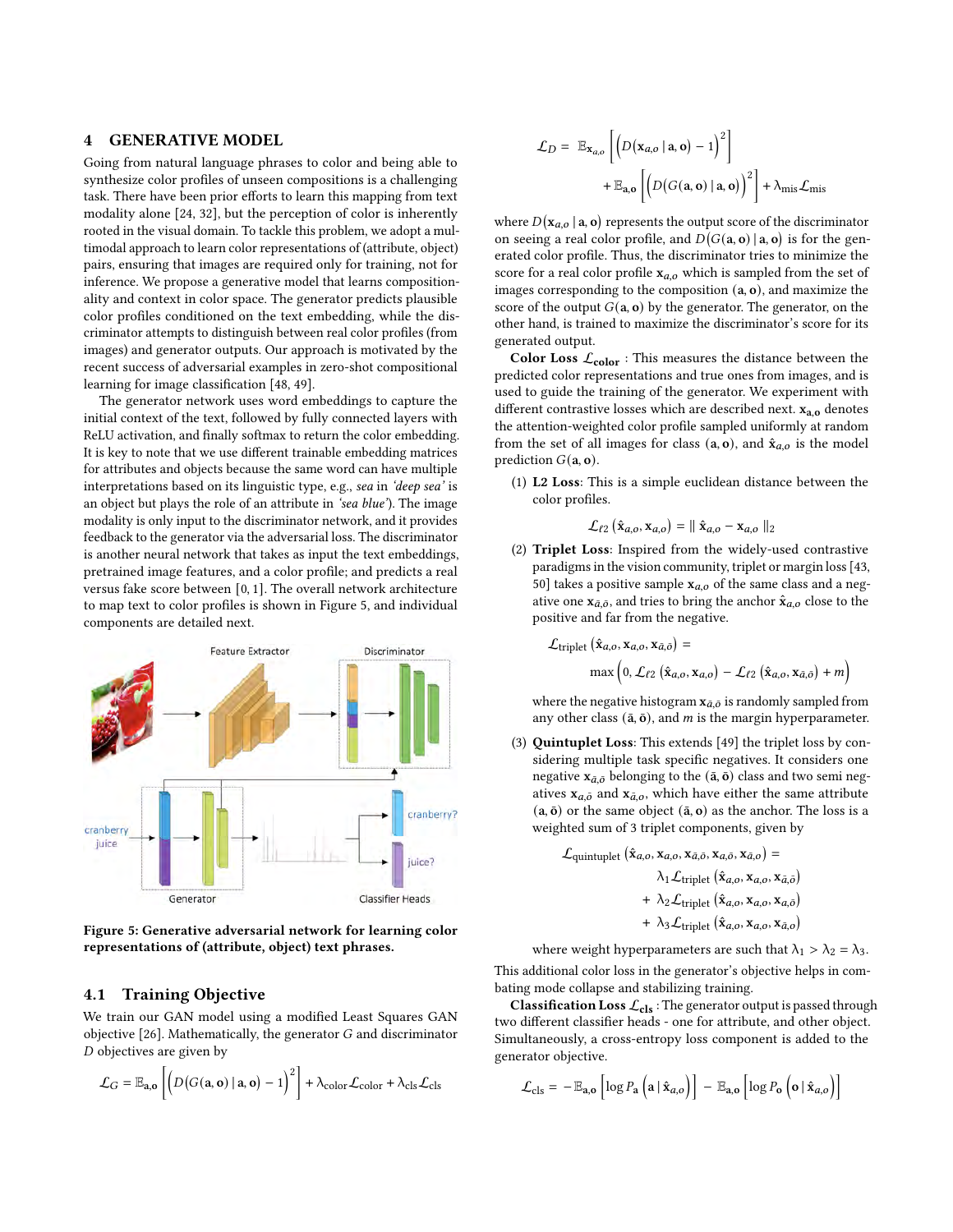## 4 GENERATIVE MODEL

Going from natural language phrases to color and being able to synthesize color profiles of unseen compositions is a challenging task. There have been prior efforts to learn this mapping from text modality alone [24, 32], but the perception of color is inherently rooted in the visual domain. To tackle this problem, we adopt a multimodal approach to learn color representations of (attribute, object) pairs, ensuring that images are required only for training, not for inference. We propose a generative model that learns compositionality and context in color space. The generator predicts plausible color profiles conditioned on the text embedding, while the discriminator attempts to distinguish between real color profiles (from images) and generator outputs. Our approach is motivated by the recent success of adversarial examples in zero-shot compositional learning for image classification [48, 49].

The generator network uses word embeddings to capture the initial context of the text, followed by fully connected layers with ReLU activation, and finally softmax to return the color embedding. It is key to note that we use different trainable embedding matrices for attributes and objects because the same word can have multiple interpretations based on its linguistic type, e.g., *sea* in *'deep sea'* is an object but plays the role of an attribute in *'sea blue'*). The image modality is only input to the discriminator network, and it provides feedback to the generator via the adversarial loss. The discriminator is another neural network that takes as input the text embeddings, pretrained image features, and a color profile; and predicts a real versus fake score between [0, 1]. The overall network architecture to map text to color profiles is shown in Figure 5, and individual components are detailed next.

**Figure 5: Generative adversarial network for learning color representations of (attribute, object) text phrases.**

### 4.1 Training Objective

We train our GAN model using a modified Least Squares GAN objective [26]. Mathematically, the generator $G$ and discriminator $D$ objectives are given by

$$\mathcal{L}_G = \mathbb{E}_{\mathbf{a},\mathbf{o}}\left[\left(D\left(G(\mathbf{a},\mathbf{o}) \mid \mathbf{a},\mathbf{o}\right) - 1\right)^2\right] + \lambda_{\text{color}}\mathcal{L}_{\text{color}} + \lambda_{\text{cls}}\mathcal{L}_{\text{cls}}$$

$$\mathcal{L}_D = \mathbb{E}_{\mathbf{x}_{a,o}}\left[\left(D\left(\mathbf{x}_{a,o} \mid \mathbf{a},\mathbf{o}\right) - 1\right)^2\right] + \mathbb{E}_{\mathbf{a},\mathbf{o}}\left[\left(D\left(G(\mathbf{a},\mathbf{o}) \mid \mathbf{a},\mathbf{o}\right)\right)^2\right] + \lambda_{\text{mis}}\mathcal{L}_{\text{mis}}$$

where $D(\mathbf{x}_{a,o} \mid \mathbf{a},\mathbf{o})$ represents the output score of the discriminator on seeing a real color profile, and $D(G(\mathbf{a},\mathbf{o}) \mid \mathbf{a},\mathbf{o})$ is for the generated color profile. Thus, the discriminator tries to minimize the score for a real color profile $\mathbf{x}_{a,o}$ which is sampled from the set of images corresponding to the composition $(\mathbf{a},\mathbf{o})$, and maximize the score of the output $G(\mathbf{a},\mathbf{o})$ by the generator. The generator, on the other hand, is trained to maximize the discriminator's score for its generated output.

**Color Loss $\mathcal{L}_{\text{color}}$** : This measures the distance between the predicted color representations and true ones from images, and is used to guide the training of the generator. We experiment with different contrastive losses which are described next. $\mathbf{x}_{\mathbf{a},\mathbf{o}}$ denotes the attention-weighted color profile sampled uniformly at random from the set of all images for class $(\mathbf{a},\mathbf{o})$, and $\hat{\mathbf{x}}_{a,o}$ is the model prediction $G(\mathbf{a},\mathbf{o})$.

(1) **L2 Loss**: This is a simple euclidean distance between the color profiles.

$$\mathcal{L}_{\ell 2}\left(\hat{\mathbf{x}}_{a,o}, \mathbf{x}_{a,o}\right) = \| \hat{\mathbf{x}}_{a,o} - \mathbf{x}_{a,o} \|_2$$

(2) **Triplet Loss**: Inspired from the widely-used contrastive paradigms in the vision community, triplet or margin loss [43, 50] takes a positive sample $\mathbf{x}_{a,o}$ of the same class and a negative one $\mathbf{x}_{\bar{a},\bar{o}}$, and tries to bring the anchor $\hat{\mathbf{x}}_{a,o}$ close to the positive and far from the negative.

$$\mathcal{L}_{\text{triplet}}\left(\hat{\mathbf{x}}_{a,o}, \mathbf{x}_{a,o}, \mathbf{x}_{\bar{a},\bar{o}}\right) = \max\left(0, \mathcal{L}_{\ell 2}\left(\hat{\mathbf{x}}_{a,o}, \mathbf{x}_{a,o}\right) - \mathcal{L}_{\ell 2}\left(\hat{\mathbf{x}}_{a,o}, \mathbf{x}_{\bar{a},\bar{o}}\right) + m\right)$$

where the negative histogram $\mathbf{x}_{\bar{a},\bar{o}}$ is randomly sampled from any other class $(\bar{\mathbf{a}},\bar{\mathbf{o}})$, and $m$ is the margin hyperparameter.

(3) **Quintuplet Loss**: This extends [49] the triplet loss by considering multiple task specific negatives. It considers one negative $\mathbf{x}_{\bar{a},\bar{o}}$ belonging to the $(\bar{\mathbf{a}},\bar{\mathbf{o}})$ class and two semi negatives $\mathbf{x}_{a,\bar{o}}$ and $\mathbf{x}_{\bar{a},o}$, which have either the same attribute $(\mathbf{a},\bar{\mathbf{o}})$ or the same object $(\bar{\mathbf{a}},\mathbf{o})$ as the anchor. The loss is a weighted sum of 3 triplet components, given by

$$\begin{aligned}\mathcal{L}_{\text{quintuplet}}\left(\hat{\mathbf{x}}_{a,o}, \mathbf{x}_{a,o}, \mathbf{x}_{\bar{a},\bar{o}}, \mathbf{x}_{a,\bar{o}}, \mathbf{x}_{\bar{a},o}\right) = &\ \lambda_1\mathcal{L}_{\text{triplet}}\left(\hat{\mathbf{x}}_{a,o}, \mathbf{x}_{a,o}, \mathbf{x}_{\bar{a},\bar{o}}\right) \\ &+ \lambda_2\mathcal{L}_{\text{triplet}}\left(\hat{\mathbf{x}}_{a,o}, \mathbf{x}_{a,o}, \mathbf{x}_{a,\bar{o}}\right) \\ &+ \lambda_3\mathcal{L}_{\text{triplet}}\left(\hat{\mathbf{x}}_{a,o}, \mathbf{x}_{a,o}, \mathbf{x}_{\bar{a},o}\right)\end{aligned}$$

where weight hyperparameters are such that $\lambda_1 > \lambda_2 = \lambda_3$.

This additional color loss in the generator's objective helps in combating mode collapse and stabilizing training.

**Classification Loss $\mathcal{L}_{\text{cls}}$** : The generator output is passed through two different classifier heads - one for attribute, and other object. Simultaneously, a cross-entropy loss component is added to the generator objective.

$$\mathcal{L}_{\text{cls}} = -\mathbb{E}_{\mathbf{a},\mathbf{o}}\left[\log P_{\mathbf{a}}\left(\mathbf{a} \mid \hat{\mathbf{x}}_{a,o}\right)\right] - \mathbb{E}_{\mathbf{a},\mathbf{o}}\left[\log P_{\mathbf{o}}\left(\mathbf{o} \mid \hat{\mathbf{x}}_{a,o}\right)\right]$$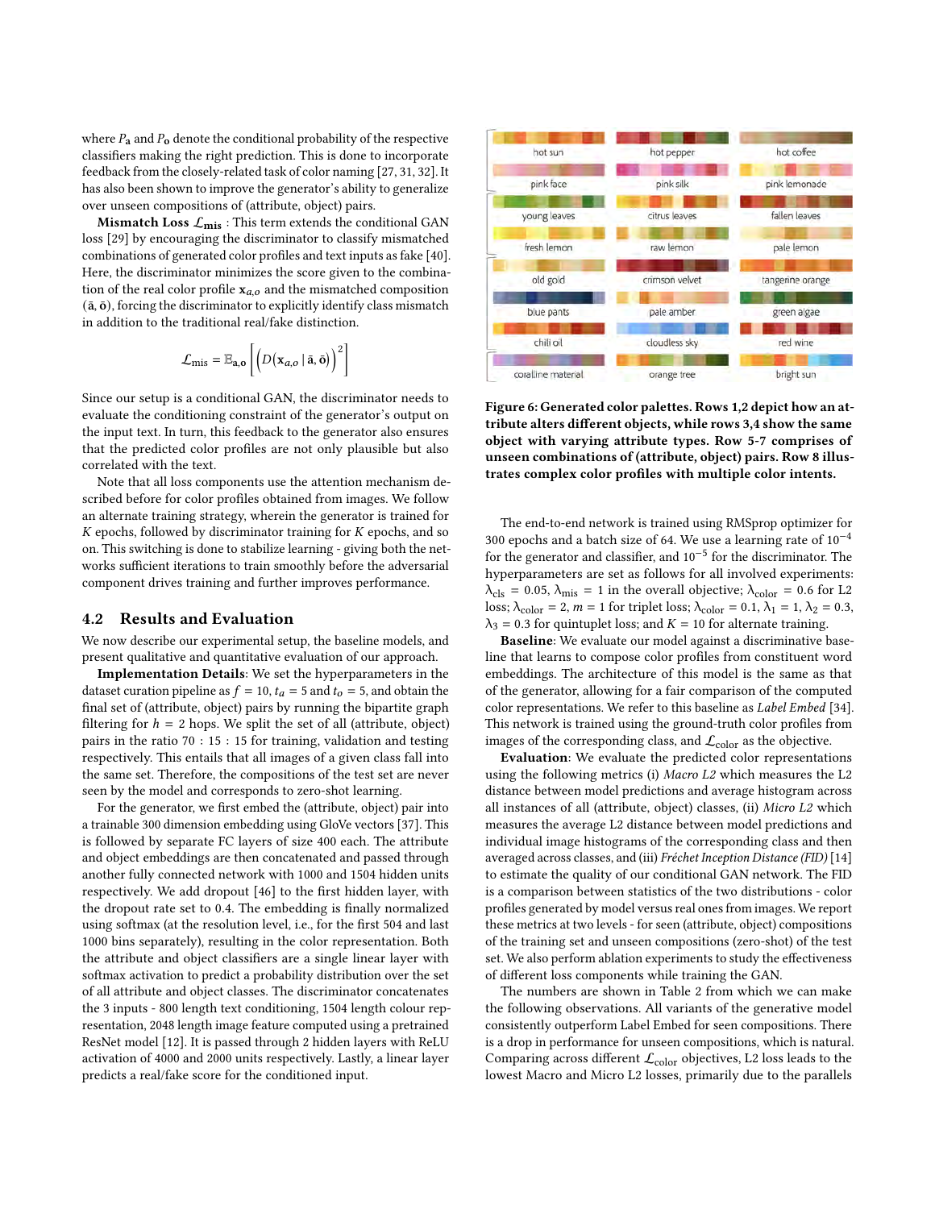where $P_\mathbf{a}$ and $P_\mathbf{o}$ denote the conditional probability of the respective classifiers making the right prediction. This is done to incorporate feedback from the closely-related task of color naming [27, 31, 32]. It has also been shown to improve the generator's ability to generalize over unseen compositions of (attribute, object) pairs.

**Mismatch Loss $\mathcal{L}_{\textbf{mis}}$** : This term extends the conditional GAN loss [29] by encouraging the discriminator to classify mismatched combinations of generated color profiles and text inputs as fake [40]. Here, the discriminator minimizes the score given to the combination of the real color profile $\mathbf{x}_{a,o}$ and the mismatched composition $(\bar{\mathbf{a}}, \bar{\mathbf{o}})$, forcing the discriminator to explicitly identify class mismatch in addition to the traditional real/fake distinction.

$$\mathcal{L}_{\text{mis}} = \mathbb{E}_{\mathbf{a},\mathbf{o}}\left[\left(D\left(\mathbf{x}_{a,o} \mid \bar{\mathbf{a}}, \bar{\mathbf{o}}\right)\right)^2\right]$$

Since our setup is a conditional GAN, the discriminator needs to evaluate the conditioning constraint of the generator's output on the input text. In turn, this feedback to the generator also ensures that the predicted color profiles are not only plausible but also correlated with the text.

Note that all loss components use the attention mechanism described before for color profiles obtained from images. We follow an alternate training strategy, wherein the generator is trained for $K$ epochs, followed by discriminator training for $K$ epochs, and so on. This switching is done to stabilize learning - giving both the networks sufficient iterations to train smoothly before the adversarial component drives training and further improves performance.

## 4.2 Results and Evaluation

We now describe our experimental setup, the baseline models, and present qualitative and quantitative evaluation of our approach.

**Implementation Details**: We set the hyperparameters in the dataset curation pipeline as $f = 10$, $t_a = 5$ and $t_o = 5$, and obtain the final set of (attribute, object) pairs by running the bipartite graph filtering for $h = 2$ hops. We split the set of all (attribute, object) pairs in the ratio 70 : 15 : 15 for training, validation and testing respectively. This entails that all images of a given class fall into the same set. Therefore, the compositions of the test set are never seen by the model and corresponds to zero-shot learning.

For the generator, we first embed the (attribute, object) pair into a trainable 300 dimension embedding using GloVe vectors [37]. This is followed by separate FC layers of size 400 each. The attribute and object embeddings are then concatenated and passed through another fully connected network with 1000 and 1504 hidden units respectively. We add dropout [46] to the first hidden layer, with the dropout rate set to 0.4. The embedding is finally normalized using softmax (at the resolution level, i.e., for the first 504 and last 1000 bins separately), resulting in the color representation. Both the attribute and object classifiers are a single linear layer with softmax activation to predict a probability distribution over the set of all attribute and object classes. The discriminator concatenates the 3 inputs - 800 length text conditioning, 1504 length colour representation, 2048 length image feature computed using a pretrained ResNet model [12]. It is passed through 2 hidden layers with ReLU activation of 4000 and 2000 units respectively. Lastly, a linear layer predicts a real/fake score for the conditioned input.

| hot sun | hot pepper | hot coffee |
|---|---|---|
| pink face | pink silk | pink lemonade |
| young leaves | citrus leaves | fallen leaves |
| fresh lemon | raw lemon | pale lemon |
| old gold | crimson velvet | tangerine orange |
| blue pants | pale amber | green algae |
| chili oil | cloudless sky | red wine |
| coralline material | orange tree | bright sun |

**Figure 6: Generated color palettes. Rows 1,2 depict how an attribute alters different objects, while rows 3,4 show the same object with varying attribute types. Row 5-7 comprises of unseen combinations of (attribute, object) pairs. Row 8 illustrates complex color profiles with multiple color intents.**

The end-to-end network is trained using RMSprop optimizer for 300 epochs and a batch size of 64. We use a learning rate of $10^{-4}$ for the generator and classifier, and $10^{-5}$ for the discriminator. The hyperparameters are set as follows for all involved experiments: $\lambda_{\text{cls}} = 0.05$, $\lambda_{\text{mis}} = 1$ in the overall objective; $\lambda_{\text{color}} = 0.6$ for L2 loss; $\lambda_{\text{color}} = 2$, $m = 1$ for triplet loss; $\lambda_{\text{color}} = 0.1$, $\lambda_1 = 1$, $\lambda_2 = 0.3$, $\lambda_3 = 0.3$ for quintuplet loss; and $K = 10$ for alternate training.

**Baseline**: We evaluate our model against a discriminative baseline that learns to compose color profiles from constituent word embeddings. The architecture of this model is the same as that of the generator, allowing for a fair comparison of the computed color representations. We refer to this baseline as *Label Embed* [34]. This network is trained using the ground-truth color profiles from images of the corresponding class, and $\mathcal{L}_{\text{color}}$ as the objective.

**Evaluation**: We evaluate the predicted color representations using the following metrics (i) *Macro L2* which measures the L2 distance between model predictions and average histogram across all instances of all (attribute, object) classes, (ii) *Micro L2* which measures the average L2 distance between model predictions and individual image histograms of the corresponding class and then averaged across classes, and (iii) *Fréchet Inception Distance (FID)* [14] to estimate the quality of our conditional GAN network. The FID is a comparison between statistics of the two distributions - color profiles generated by model versus real ones from images. We report these metrics at two levels - for seen (attribute, object) compositions of the training set and unseen compositions (zero-shot) of the test set. We also perform ablation experiments to study the effectiveness of different loss components while training the GAN.

The numbers are shown in Table 2 from which we can make the following observations. All variants of the generative model consistently outperform Label Embed for seen compositions. There is a drop in performance for unseen compositions, which is natural. Comparing across different $\mathcal{L}_{\text{color}}$ objectives, L2 loss leads to the lowest Macro and Micro L2 losses, primarily due to the parallels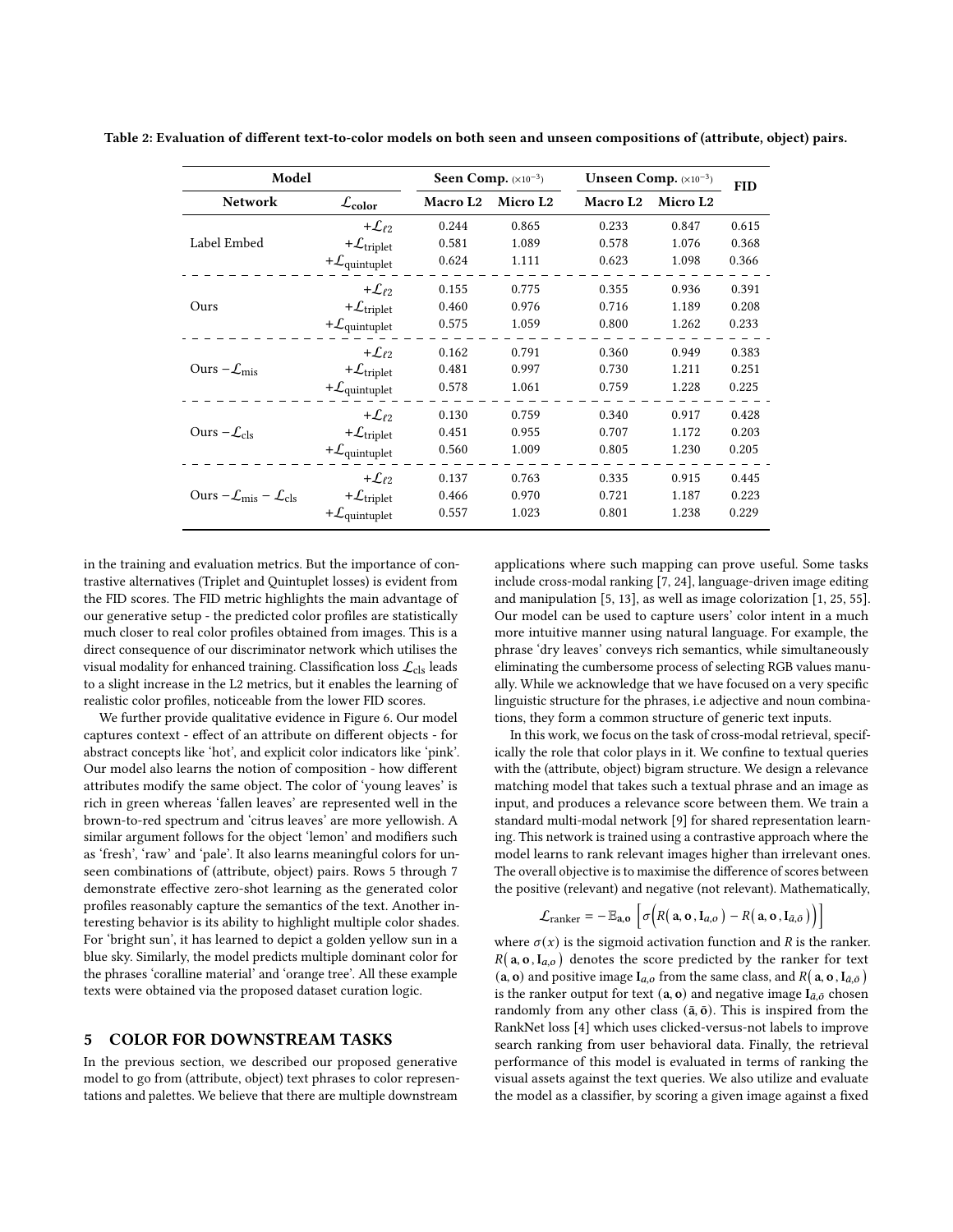**Table 2: Evaluation of different text-to-color models on both seen and unseen compositions of (attribute, object) pairs.**

| Model | | Seen Comp. ($\times 10^{-3}$) | | Unseen Comp. ($\times 10^{-3}$) | | FID |
|---|---|---|---|---|---|---|
| Network | $\mathcal{L}_{\text{color}}$ | Macro L2 | Micro L2 | Macro L2 | Micro L2 | |
| Label Embed | $+\mathcal{L}_{\ell 2}$ | 0.244 | 0.865 | 0.233 | 0.847 | 0.615 |
| | $+\mathcal{L}_{\text{triplet}}$ | 0.581 | 1.089 | 0.578 | 1.076 | 0.368 |
| | $+\mathcal{L}_{\text{quintuplet}}$ | 0.624 | 1.111 | 0.623 | 1.098 | 0.366 |
| Ours | $+\mathcal{L}_{\ell 2}$ | 0.155 | 0.775 | 0.355 | 0.936 | 0.391 |
| | $+\mathcal{L}_{\text{triplet}}$ | 0.460 | 0.976 | 0.716 | 1.189 | 0.208 |
| | $+\mathcal{L}_{\text{quintuplet}}$ | 0.575 | 1.059 | 0.800 | 1.262 | 0.233 |
| Ours $-\mathcal{L}_{\text{mis}}$ | $+\mathcal{L}_{\ell 2}$ | 0.162 | 0.791 | 0.360 | 0.949 | 0.383 |
| | $+\mathcal{L}_{\text{triplet}}$ | 0.481 | 0.997 | 0.730 | 1.211 | 0.251 |
| | $+\mathcal{L}_{\text{quintuplet}}$ | 0.578 | 1.061 | 0.759 | 1.228 | 0.225 |
| Ours $-\mathcal{L}_{\text{cls}}$ | $+\mathcal{L}_{\ell 2}$ | 0.130 | 0.759 | 0.340 | 0.917 | 0.428 |
| | $+\mathcal{L}_{\text{triplet}}$ | 0.451 | 0.955 | 0.707 | 1.172 | 0.203 |
| | $+\mathcal{L}_{\text{quintuplet}}$ | 0.560 | 1.009 | 0.805 | 1.230 | 0.205 |
| Ours $-\mathcal{L}_{\text{mis}} - \mathcal{L}_{\text{cls}}$ | $+\mathcal{L}_{\ell 2}$ | 0.137 | 0.763 | 0.335 | 0.915 | 0.445 |
| | $+\mathcal{L}_{\text{triplet}}$ | 0.466 | 0.970 | 0.721 | 1.187 | 0.223 |
| | $+\mathcal{L}_{\text{quintuplet}}$ | 0.557 | 1.023 | 0.801 | 1.238 | 0.229 |

in the training and evaluation metrics. But the importance of contrastive alternatives (Triplet and Quintuplet losses) is evident from the FID scores. The FID metric highlights the main advantage of our generative setup - the predicted color profiles are statistically much closer to real color profiles obtained from images. This is a direct consequence of our discriminator network which utilises the visual modality for enhanced training. Classification loss $\mathcal{L}_{\text{cls}}$ leads to a slight increase in the L2 metrics, but it enables the learning of realistic color profiles, noticeable from the lower FID scores.

We further provide qualitative evidence in Figure 6. Our model captures context - effect of an attribute on different objects - for abstract concepts like 'hot', and explicit color indicators like 'pink'. Our model also learns the notion of composition - how different attributes modify the same object. The color of 'young leaves' is rich in green whereas 'fallen leaves' are represented well in the brown-to-red spectrum and 'citrus leaves' are more yellowish. A similar argument follows for the object 'lemon' and modifiers such as 'fresh', 'raw' and 'pale'. It also learns meaningful colors for unseen combinations of (attribute, object) pairs. Rows 5 through 7 demonstrate effective zero-shot learning as the generated color profiles reasonably capture the semantics of the text. Another interesting behavior is its ability to highlight multiple color shades. For 'bright sun', it has learned to depict a golden yellow sun in a blue sky. Similarly, the model predicts multiple dominant color for the phrases 'coralline material' and 'orange tree'. All these example texts were obtained via the proposed dataset curation logic.

## 5 COLOR FOR DOWNSTREAM TASKS

In the previous section, we described our proposed generative model to go from (attribute, object) text phrases to color representations and palettes. We believe that there are multiple downstream applications where such mapping can prove useful. Some tasks include cross-modal ranking [7, 24], language-driven image editing and manipulation [5, 13], as well as image colorization [1, 25, 55]. Our model can be used to capture users' color intent in a much more intuitive manner using natural language. For example, the phrase 'dry leaves' conveys rich semantics, while simultaneously eliminating the cumbersome process of selecting RGB values manually. While we acknowledge that we have focused on a very specific linguistic structure for the phrases, i.e adjective and noun combinations, they form a common structure of generic text inputs.

In this work, we focus on the task of cross-modal retrieval, specifically the role that color plays in it. We confine to textual queries with the (attribute, object) bigram structure. We design a relevance matching model that takes such a textual phrase and an image as input, and produces a relevance score between them. We train a standard multi-modal network [9] for shared representation learning. This network is trained using a contrastive approach where the model learns to rank relevant images higher than irrelevant ones. The overall objective is to maximise the difference of scores between the positive (relevant) and negative (not relevant). Mathematically,

$$\mathcal{L}_{\text{ranker}} = -\mathbb{E}_{\mathbf{a},\mathbf{o}} \left[ \sigma\Big( R\big(\mathbf{a}, \mathbf{o}, \mathbf{I}_{a,o}\big) - R\big(\mathbf{a}, \mathbf{o}, \mathbf{I}_{\bar{a},\bar{o}}\big) \Big) \right]$$

where $\sigma(x)$ is the sigmoid activation function and $R$ is the ranker. $R\big(\mathbf{a}, \mathbf{o}, \mathbf{I}_{a,o}\big)$ denotes the score predicted by the ranker for text $(\mathbf{a}, \mathbf{o})$ and positive image $\mathbf{I}_{a,o}$ from the same class, and $R\big(\mathbf{a}, \mathbf{o}, \mathbf{I}_{\bar{a},\bar{o}}\big)$ is the ranker output for text $(\mathbf{a}, \mathbf{o})$ and negative image $\mathbf{I}_{\bar{a},\bar{o}}$ chosen randomly from any other class $(\bar{\mathbf{a}}, \bar{\mathbf{o}})$. This is inspired from the RankNet loss [4] which uses clicked-versus-not labels to improve search ranking from user behavioral data. Finally, the retrieval performance of this model is evaluated in terms of ranking the visual assets against the text queries. We also utilize and evaluate the model as a classifier, by scoring a given image against a fixed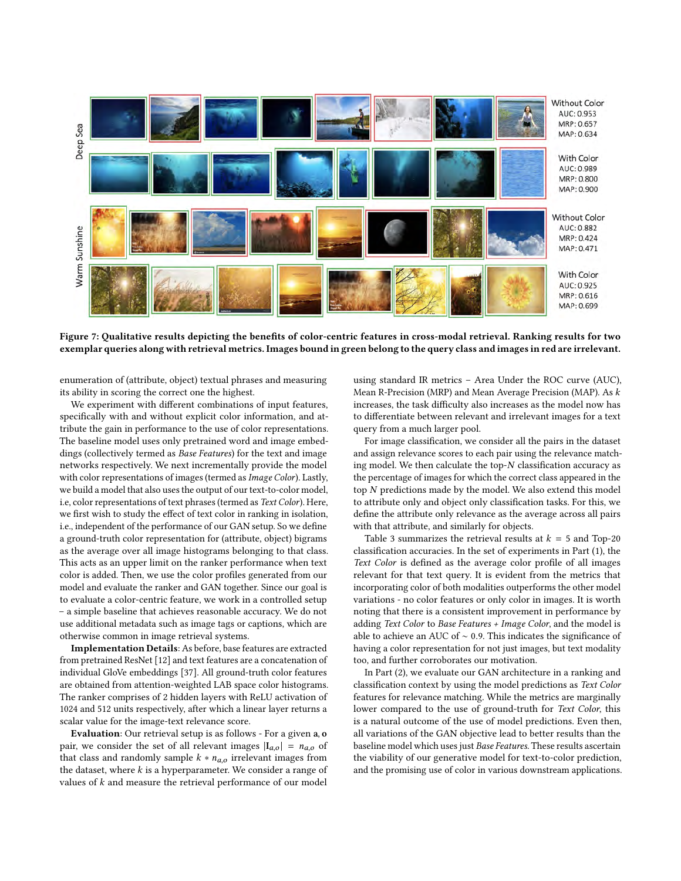Figure 7: Qualitative results depicting the benefits of color-centric features in cross-modal retrieval. Ranking results for two exemplar queries along with retrieval metrics. Images bound in green belong to the query class and images in red are irrelevant.

enumeration of (attribute, object) textual phrases and measuring its ability in scoring the correct one the highest.

We experiment with different combinations of input features, specifically with and without explicit color information, and attribute the gain in performance to the use of color representations. The baseline model uses only pretrained word and image embeddings (collectively termed as *Base Features*) for the text and image networks respectively. We next incrementally provide the model with color representations of images (termed as *Image Color*). Lastly, we build a model that also uses the output of our text-to-color model, i.e, color representations of text phrases (termed as *Text Color*). Here, we first wish to study the effect of text color in ranking in isolation, i.e., independent of the performance of our GAN setup. So we define a ground-truth color representation for (attribute, object) bigrams as the average over all image histograms belonging to that class. This acts as an upper limit on the ranker performance when text color is added. Then, we use the color profiles generated from our model and evaluate the ranker and GAN together. Since our goal is to evaluate a color-centric feature, we work in a controlled setup – a simple baseline that achieves reasonable accuracy. We do not use additional metadata such as image tags or captions, which are otherwise common in image retrieval systems.

**Implementation Details**: As before, base features are extracted from pretrained ResNet [12] and text features are a concatenation of individual GloVe embeddings [37]. All ground-truth color features are obtained from attention-weighted LAB space color histograms. The ranker comprises of 2 hidden layers with ReLU activation of 1024 and 512 units respectively, after which a linear layer returns a scalar value for the image-text relevance score.

**Evaluation**: Our retrieval setup is as follows - For a given $\mathbf{a}, \mathbf{o}$ pair, we consider the set of all relevant images $|\mathbf{I}_{a,o}| = n_{a,o}$ of that class and randomly sample $k * n_{a,o}$ irrelevant images from the dataset, where $k$ is a hyperparameter. We consider a range of values of $k$ and measure the retrieval performance of our model using standard IR metrics – Area Under the ROC curve (AUC), Mean R-Precision (MRP) and Mean Average Precision (MAP). As $k$ increases, the task difficulty also increases as the model now has to differentiate between relevant and irrelevant images for a text query from a much larger pool.

For image classification, we consider all the pairs in the dataset and assign relevance scores to each pair using the relevance matching model. We then calculate the top-$N$ classification accuracy as the percentage of images for which the correct class appeared in the top $N$ predictions made by the model. We also extend this model to attribute only and object only classification tasks. For this, we define the attribute only relevance as the average across all pairs with that attribute, and similarly for objects.

Table 3 summarizes the retrieval results at $k = 5$ and Top-20 classification accuracies. In the set of experiments in Part (1), the *Text Color* is defined as the average color profile of all images relevant for that text query. It is evident from the metrics that incorporating color of both modalities outperforms the other model variations - no color features or only color in images. It is worth noting that there is a consistent improvement in performance by adding *Text Color* to *Base Features + Image Color*, and the model is able to achieve an AUC of $\sim 0.9$. This indicates the significance of having a color representation for not just images, but text modality too, and further corroborates our motivation.

In Part (2), we evaluate our GAN architecture in a ranking and classification context by using the model predictions as *Text Color* features for relevance matching. While the metrics are marginally lower compared to the use of ground-truth for *Text Color*, this is a natural outcome of the use of model predictions. Even then, all variations of the GAN objective lead to better results than the baseline model which uses just *Base Features*. These results ascertain the viability of our generative model for text-to-color prediction, and the promising use of color in various downstream applications.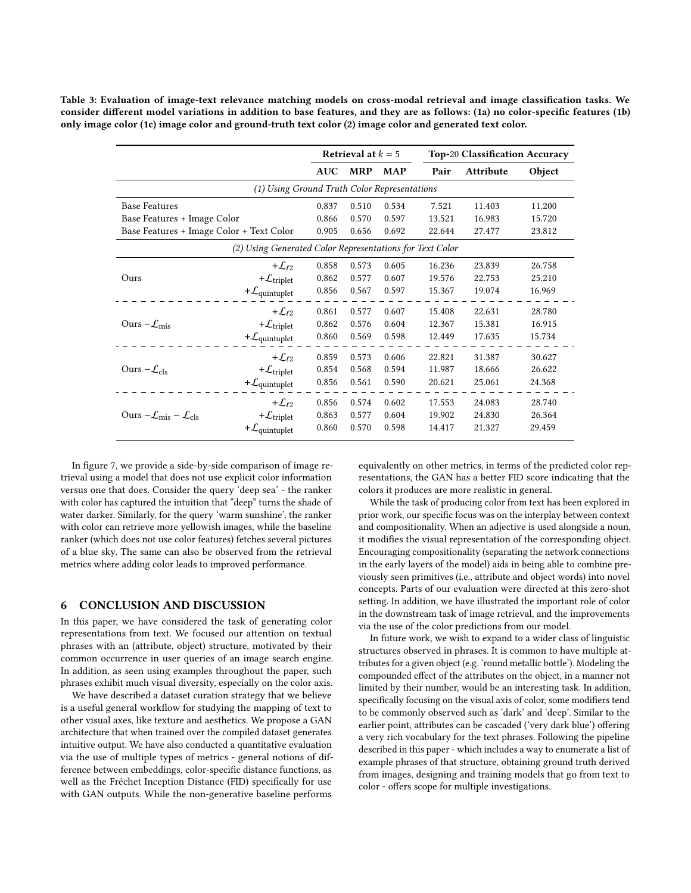**Table 3: Evaluation of image-text relevance matching models on cross-modal retrieval and image classification tasks. We consider different model variations in addition to base features, and they are as follows: (1a) no color-specific features (1b) only image color (1c) image color and ground-truth text color (2) image color and generated text color.**

| | | Retrieval at $k = 5$ | | | Top-20 Classification Accuracy | | |
|---|---|---|---|---|---|---|---|
| | | **AUC** | **MRP** | **MAP** | **Pair** | **Attribute** | **Object** |
| *(1) Using Ground Truth Color Representations* | | | | | | | |
| Base Features | | 0.837 | 0.510 | 0.534 | 7.521 | 11.403 | 11.200 |
| Base Features + Image Color | | 0.866 | 0.570 | 0.597 | 13.521 | 16.983 | 15.720 |
| Base Features + Image Color + Text Color | | 0.905 | 0.656 | 0.692 | 22.644 | 27.477 | 23.812 |
| *(2) Using Generated Color Representations for Text Color* | | | | | | | |
| Ours | $+\mathcal{L}_{\ell 2}$ | 0.858 | 0.573 | 0.605 | 16.236 | 23.839 | 26.758 |
| | $+\mathcal{L}_{\text{triplet}}$ | 0.862 | 0.577 | 0.607 | 19.576 | 22.753 | 25.210 |
| | $+\mathcal{L}_{\text{quintuplet}}$ | 0.856 | 0.567 | 0.597 | 15.367 | 19.074 | 16.969 |
| Ours $-\mathcal{L}_{\text{mis}}$ | $+\mathcal{L}_{\ell 2}$ | 0.861 | 0.577 | 0.607 | 15.408 | 22.631 | 28.780 |
| | $+\mathcal{L}_{\text{triplet}}$ | 0.862 | 0.576 | 0.604 | 12.367 | 15.381 | 16.915 |
| | $+\mathcal{L}_{\text{quintuplet}}$ | 0.860 | 0.569 | 0.598 | 12.449 | 17.635 | 15.734 |
| Ours $-\mathcal{L}_{\text{cls}}$ | $+\mathcal{L}_{\ell 2}$ | 0.859 | 0.573 | 0.606 | 22.821 | 31.387 | 30.627 |
| | $+\mathcal{L}_{\text{triplet}}$ | 0.854 | 0.568 | 0.594 | 11.987 | 18.666 | 26.622 |
| | $+\mathcal{L}_{\text{quintuplet}}$ | 0.856 | 0.561 | 0.590 | 20.621 | 25.061 | 24.368 |
| Ours $-\mathcal{L}_{\text{mis}} - \mathcal{L}_{\text{cls}}$ | $+\mathcal{L}_{\ell 2}$ | 0.856 | 0.574 | 0.602 | 17.553 | 24.083 | 28.740 |
| | $+\mathcal{L}_{\text{triplet}}$ | 0.863 | 0.577 | 0.604 | 19.902 | 24.830 | 26.364 |
| | $+\mathcal{L}_{\text{quintuplet}}$ | 0.860 | 0.570 | 0.598 | 14.417 | 21.327 | 29.459 |

In figure 7, we provide a side-by-side comparison of image retrieval using a model that does not use explicit color information versus one that does. Consider the query 'deep sea' - the ranker with color has captured the intuition that "deep" turns the shade of water darker. Similarly, for the query 'warm sunshine', the ranker with color can retrieve more yellowish images, while the baseline ranker (which does not use color features) fetches several pictures of a blue sky. The same can also be observed from the retrieval metrics where adding color leads to improved performance.

## 6 CONCLUSION AND DISCUSSION

In this paper, we have considered the task of generating color representations from text. We focused our attention on textual phrases with an (attribute, object) structure, motivated by their common occurrence in user queries of an image search engine. In addition, as seen using examples throughout the paper, such phrases exhibit much visual diversity, especially on the color axis.

We have described a dataset curation strategy that we believe is a useful general workflow for studying the mapping of text to other visual axes, like texture and aesthetics. We propose a GAN architecture that when trained over the compiled dataset generates intuitive output. We have also conducted a quantitative evaluation via the use of multiple types of metrics - general notions of difference between embeddings, color-specific distance functions, as well as the Fréchet Inception Distance (FID) specifically for use with GAN outputs. While the non-generative baseline performs equivalently on other metrics, in terms of the predicted color representations, the GAN has a better FID score indicating that the colors it produces are more realistic in general.

While the task of producing color from text has been explored in prior work, our specific focus was on the interplay between context and compositionality. When an adjective is used alongside a noun, it modifies the visual representation of the corresponding object. Encouraging compositionality (separating the network connections in the early layers of the model) aids in being able to combine previously seen primitives (i.e., attribute and object words) into novel concepts. Parts of our evaluation were directed at this zero-shot setting. In addition, we have illustrated the important role of color in the downstream task of image retrieval, and the improvements via the use of the color predictions from our model.

In future work, we wish to expand to a wider class of linguistic structures observed in phrases. It is common to have multiple attributes for a given object (e.g. 'round metallic bottle'). Modeling the compounded effect of the attributes on the object, in a manner not limited by their number, would be an interesting task. In addition, specifically focusing on the visual axis of color, some modifiers tend to be commonly observed such as 'dark' and 'deep'. Similar to the earlier point, attributes can be cascaded ('very dark blue') offering a very rich vocabulary for the text phrases. Following the pipeline described in this paper - which includes a way to enumerate a list of example phrases of that structure, obtaining ground truth derived from images, designing and training models that go from text to color - offers scope for multiple investigations.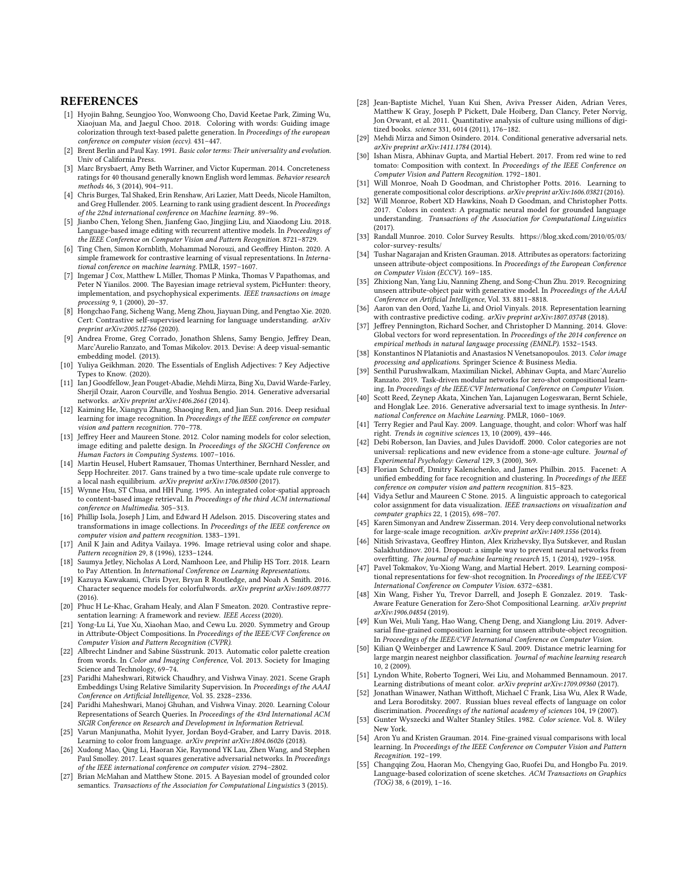## REFERENCES

[1] Hyojin Bahng, Seungjoo Yoo, Wonwoong Cho, David Keetae Park, Ziming Wu, Xiaojuan Ma, and Jaegul Choo. 2018. Coloring with words: Guiding image colorization through text-based palette generation. In *Proceedings of the european conference on computer vision (eccv)*. 431–447.

[2] Brent Berlin and Paul Kay. 1991. *Basic color terms: Their universality and evolution*. Univ of California Press.

[3] Marc Brysbaert, Amy Beth Warriner, and Victor Kuperman. 2014. Concreteness ratings for 40 thousand generally known English word lemmas. *Behavior research methods* 46, 3 (2014), 904–911.

[4] Chris Burges, Tal Shaked, Erin Renshaw, Ari Lazier, Matt Deeds, Nicole Hamilton, and Greg Hullender. 2005. Learning to rank using gradient descent. In *Proceedings of the 22nd international conference on Machine learning*. 89–96.

[5] Jianbo Chen, Yelong Shen, Jianfeng Gao, Jingjing Liu, and Xiaodong Liu. 2018. Language-based image editing with recurrent attentive models. In *Proceedings of the IEEE Conference on Computer Vision and Pattern Recognition*. 8721–8729.

[6] Ting Chen, Simon Kornblith, Mohammad Norouzi, and Geoffrey Hinton. 2020. A simple framework for contrastive learning of visual representations. In *International conference on machine learning*. PMLR, 1597–1607.

[7] Ingemar J Cox, Matthew L Miller, Thomas P Minka, Thomas V Papathomas, and Peter N Yianilos. 2000. The Bayesian image retrieval system, PicHunter: theory, implementation, and psychophysical experiments. *IEEE transactions on image processing* 9, 1 (2000), 20–37.

[8] Hongchao Fang, Sicheng Wang, Meng Zhou, Jiayuan Ding, and Pengtao Xie. 2020. Cert: Contrastive self-supervised learning for language understanding. *arXiv preprint arXiv:2005.12766* (2020).

[9] Andrea Frome, Greg Corrado, Jonathon Shlens, Samy Bengio, Jeffrey Dean, Marc'Aurelio Ranzato, and Tomas Mikolov. 2013. Devise: A deep visual-semantic embedding model. (2013).

[10] Yuliya Geikhman. 2020. The Essentials of English Adjectives: 7 Key Adjective Types to Know. (2020).

[11] Ian J Goodfellow, Jean Pouget-Abadie, Mehdi Mirza, Bing Xu, David Warde-Farley, Sherjil Ozair, Aaron Courville, and Yoshua Bengio. 2014. Generative adversarial networks. *arXiv preprint arXiv:1406.2661* (2014).

[12] Kaiming He, Xiangyu Zhang, Shaoqing Ren, and Jian Sun. 2016. Deep residual learning for image recognition. In *Proceedings of the IEEE conference on computer vision and pattern recognition*. 770–778.

[13] Jeffrey Heer and Maureen Stone. 2012. Color naming models for color selection, image editing and palette design. In *Proceedings of the SIGCHI Conference on Human Factors in Computing Systems*. 1007–1016.

[14] Martin Heusel, Hubert Ramsauer, Thomas Unterthiner, Bernhard Nessler, and Sepp Hochreiter. 2017. Gans trained by a two time-scale update rule converge to a local nash equilibrium. *arXiv preprint arXiv:1706.08500* (2017).

[15] Wynne Hsu, ST Chua, and HH Pung. 1995. An integrated color-spatial approach to content-based image retrieval. In *Proceedings of the third ACM international conference on Multimedia*. 305–313.

[16] Phillip Isola, Joseph J Lim, and Edward H Adelson. 2015. Discovering states and transformations in image collections. In *Proceedings of the IEEE conference on computer vision and pattern recognition*. 1383–1391.

[17] Anil K Jain and Aditya Vailaya. 1996. Image retrieval using color and shape. *Pattern recognition* 29, 8 (1996), 1233–1244.

[18] Saumya Jetley, Nicholas A Lord, Namhoon Lee, and Philip HS Torr. 2018. Learn to Pay Attention. In *International Conference on Learning Representations*.

[19] Kazuya Kawakami, Chris Dyer, Bryan R Routledge, and Noah A Smith. 2016. Character sequence models for colorfulwords. *arXiv preprint arXiv:1609.08777* (2016).

[20] Phuc H Le-Khac, Graham Healy, and Alan F Smeaton. 2020. Contrastive representation learning: A framework and review. *IEEE Access* (2020).

[21] Yong-Lu Li, Yue Xu, Xiaohan Mao, and Cewu Lu. 2020. Symmetry and Group in Attribute-Object Compositions. In *Proceedings of the IEEE/CVF Conference on Computer Vision and Pattern Recognition (CVPR)*.

[22] Albrecht Lindner and Sabine Süsstrunk. 2013. Automatic color palette creation from words. In *Color and Imaging Conference*, Vol. 2013. Society for Imaging Science and Technology, 69–74.

[23] Paridhi Maheshwari, Ritwick Chaudhry, and Vishwa Vinay. 2021. Scene Graph Embeddings Using Relative Similarity Supervision. In *Proceedings of the AAAI Conference on Artificial Intelligence*, Vol. 35. 2328–2336.

[24] Paridhi Maheshwari, Manoj Ghuhan, and Vishwa Vinay. 2020. Learning Colour Representations of Search Queries. In *Proceedings of the 43rd International ACM SIGIR Conference on Research and Development in Information Retrieval*.

[25] Varun Manjunatha, Mohit Iyyer, Jordan Boyd-Graber, and Larry Davis. 2018. Learning to color from language. *arXiv preprint arXiv:1804.06026* (2018).

[26] Xudong Mao, Qing Li, Haoran Xie, Raymond YK Lau, Zhen Wang, and Stephen Paul Smolley. 2017. Least squares generative adversarial networks. In *Proceedings of the IEEE international conference on computer vision*. 2794–2802.

[27] Brian McMahan and Matthew Stone. 2015. A Bayesian model of grounded color semantics. *Transactions of the Association for Computational Linguistics* 3 (2015).

[28] Jean-Baptiste Michel, Yuan Kui Shen, Aviva Presser Aiden, Adrian Veres, Matthew K Gray, Joseph P Pickett, Dale Hoiberg, Dan Clancy, Peter Norvig, Jon Orwant, et al. 2011. Quantitative analysis of culture using millions of digitized books. *science* 331, 6014 (2011), 176–182.

[29] Mehdi Mirza and Simon Osindero. 2014. Conditional generative adversarial nets. *arXiv preprint arXiv:1411.1784* (2014).

[30] Ishan Misra, Abhinav Gupta, and Martial Hebert. 2017. From red wine to red tomato: Composition with context. In *Proceedings of the IEEE Conference on Computer Vision and Pattern Recognition*. 1792–1801.

[31] Will Monroe, Noah D Goodman, and Christopher Potts. 2016. Learning to generate compositional color descriptions. *arXiv preprint arXiv:1606.03821* (2016).

[32] Will Monroe, Robert XD Hawkins, Noah D Goodman, and Christopher Potts. 2017. Colors in context: A pragmatic neural model for grounded language understanding. *Transactions of the Association for Computational Linguistics* (2017).

[33] Randall Munroe. 2010. Color Survey Results. https://blog.xkcd.com/2010/05/03/color-survey-results/

[34] Tushar Nagarajan and Kristen Grauman. 2018. Attributes as operators: factorizing unseen attribute-object compositions. In *Proceedings of the European Conference on Computer Vision (ECCV)*. 169–185.

[35] Zhixiong Nan, Yang Liu, Nanning Zheng, and Song-Chun Zhu. 2019. Recognizing unseen attribute-object pair with generative model. In *Proceedings of the AAAI Conference on Artificial Intelligence*, Vol. 33. 8811–8818.

[36] Aaron van den Oord, Yazhe Li, and Oriol Vinyals. 2018. Representation learning with contrastive predictive coding. *arXiv preprint arXiv:1807.03748* (2018).

[37] Jeffrey Pennington, Richard Socher, and Christopher D Manning. 2014. Glove: Global vectors for word representation. In *Proceedings of the 2014 conference on empirical methods in natural language processing (EMNLP)*. 1532–1543.

[38] Konstantinos N Plataniotis and Anastasios N Venetsanopoulos. 2013. *Color image processing and applications*. Springer Science & Business Media.

[39] Senthil Purushwalkam, Maximilian Nickel, Abhinav Gupta, and Marc'Aurelio Ranzato. 2019. Task-driven modular networks for zero-shot compositional learning. In *Proceedings of the IEEE/CVF International Conference on Computer Vision*.

[40] Scott Reed, Zeynep Akata, Xinchen Yan, Lajanugen Logeswaran, Bernt Schiele, and Honglak Lee. 2016. Generative adversarial text to image synthesis. In *International Conference on Machine Learning*. PMLR, 1060–1069.

[41] Terry Regier and Paul Kay. 2009. Language, thought, and color: Whorf was half right. *Trends in cognitive sciences* 13, 10 (2009), 439–446.

[42] Debi Roberson, Ian Davies, and Jules Davidoff. 2000. Color categories are not universal: replications and new evidence from a stone-age culture. *Journal of Experimental Psychology: General* 129, 3 (2000), 369.

[43] Florian Schroff, Dmitry Kalenichenko, and James Philbin. 2015. Facenet: A unified embedding for face recognition and clustering. In *Proceedings of the IEEE conference on computer vision and pattern recognition*. 815–823.

[44] Vidya Setlur and Maureen C Stone. 2015. A linguistic approach to categorical color assignment for data visualization. *IEEE transactions on visualization and computer graphics* 22, 1 (2015), 698–707.

[45] Karen Simonyan and Andrew Zisserman. 2014. Very deep convolutional networks for large-scale image recognition. *arXiv preprint arXiv:1409.1556* (2014).

[46] Nitish Srivastava, Geoffrey Hinton, Alex Krizhevsky, Ilya Sutskever, and Ruslan Salakhutdinov. 2014. Dropout: a simple way to prevent neural networks from overfitting. *The journal of machine learning research* 15, 1 (2014), 1929–1958.

[47] Pavel Tokmakov, Yu-Xiong Wang, and Martial Hebert. 2019. Learning compositional representations for few-shot recognition. In *Proceedings of the IEEE/CVF International Conference on Computer Vision*. 6372–6381.

[48] Xin Wang, Fisher Yu, Trevor Darrell, and Joseph E Gonzalez. 2019. Task-Aware Feature Generation for Zero-Shot Compositional Learning. *arXiv preprint arXiv:1906.04854* (2019).

[49] Kun Wei, Muli Yang, Hao Wang, Cheng Deng, and Xianglong Liu. 2019. Adversarial fine-grained composition learning for unseen attribute-object recognition. In *Proceedings of the IEEE/CVF International Conference on Computer Vision*.

[50] Kilian Q Weinberger and Lawrence K Saul. 2009. Distance metric learning for large margin nearest neighbor classification. *Journal of machine learning research* 10, 2 (2009).

[51] Lyndon White, Roberto Togneri, Wei Liu, and Mohammed Bennamoun. 2017. Learning distributions of meant color. *arXiv preprint arXiv:1709.09360* (2017).

[52] Jonathan Winawer, Nathan Witthoft, Michael C Frank, Lisa Wu, Alex R Wade, and Lera Boroditsky. 2007. Russian blues reveal effects of language on color discrimination. *Proceedings of the national academy of sciences* 104, 19 (2007).

[53] Gunter Wyszecki and Walter Stanley Stiles. 1982. *Color science*. Vol. 8. Wiley New York.

[54] Aron Yu and Kristen Grauman. 2014. Fine-grained visual comparisons with local learning. In *Proceedings of the IEEE Conference on Computer Vision and Pattern Recognition*. 192–199.

[55] Changqing Zou, Haoran Mo, Chengying Gao, Ruofei Du, and Hongbo Fu. 2019. Language-based colorization of scene sketches. *ACM Transactions on Graphics (TOG)* 38, 6 (2019), 1–16.